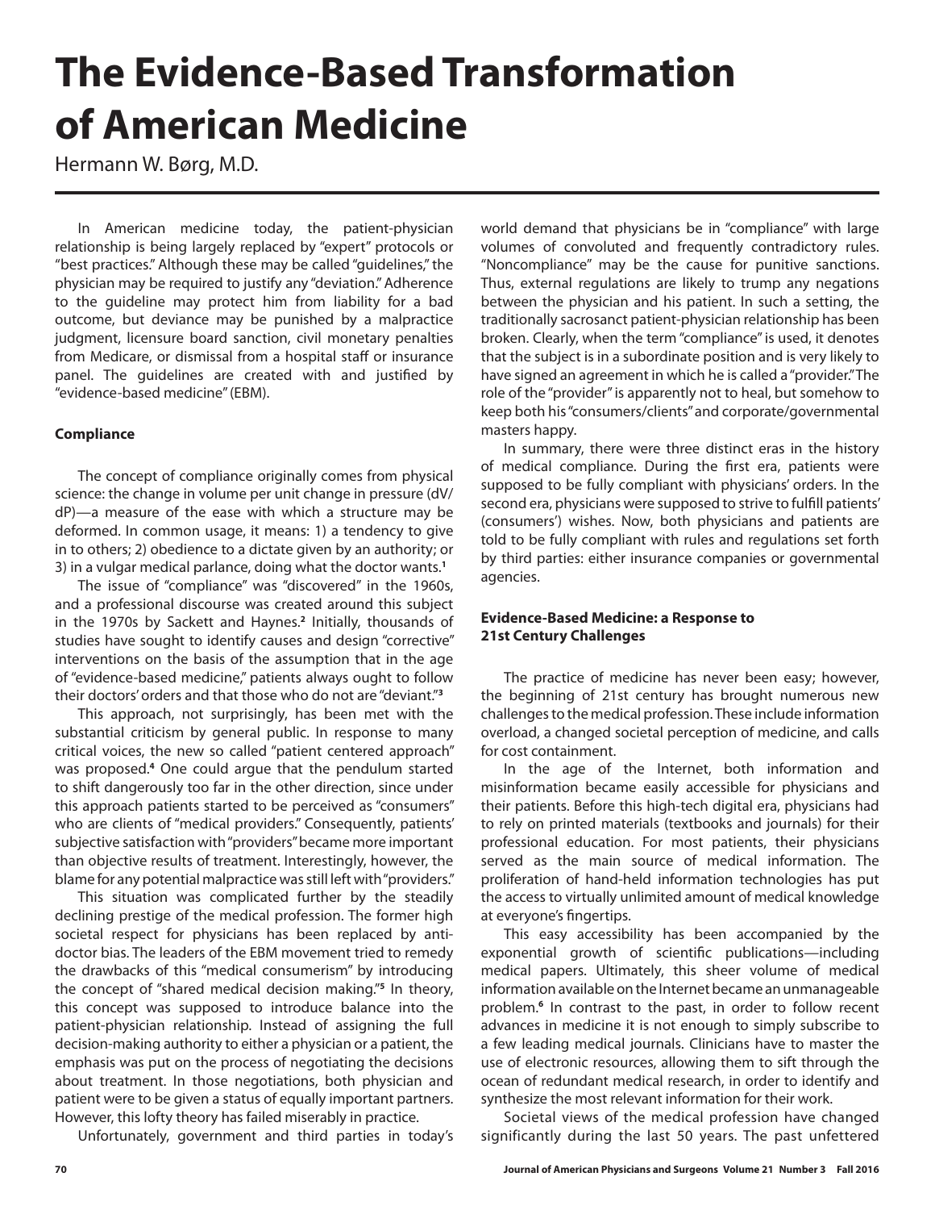# The Evidence-Based Transformation of American Medicine

Hermann W. Børg, M.D.

In American medicine today, the patient-physician relationship is being largely replaced by "expert" protocols or "best practices." Although these may be called "guidelines," the physician may be required to justify any "deviation." Adherence to the guideline may protect him from liability for a bad outcome, but deviance may be punished by a malpractice judgment, licensure board sanction, civil monetary penalties from Medicare, or dismissal from a hospital staff or insurance panel. The guidelines are created with and justified by "evidence-based medicine" (EBM).

### Compliance

The concept of compliance originally comes from physical science: the change in volume per unit change in pressure (dV/dP)—a measure of the ease with which a structure may be deformed. In common usage, it means: 1) a tendency to give in to others; 2) obedience to a dictate given by an authority; or 3) in a vulgar medical parlance, doing what the doctor wants.[1]

The issue of "compliance" was "discovered" in the 1960s, and a professional discourse was created around this subject in the 1970s by Sackett and Haynes.[2] Initially, thousands of studies have sought to identify causes and design "corrective" interventions on the basis of the assumption that in the age of "evidence-based medicine," patients always ought to follow their doctors' orders and that those who do not are "deviant."[3]

This approach, not surprisingly, has been met with the substantial criticism by general public. In response to many critical voices, the new so called "patient centered approach" was proposed.[4] One could argue that the pendulum started to shift dangerously too far in the other direction, since under this approach patients started to be perceived as "consumers" who are clients of "medical providers." Consequently, patients' subjective satisfaction with "providers" became more important than objective results of treatment. Interestingly, however, the blame for any potential malpractice was still left with "providers."

This situation was complicated further by the steadily declining prestige of the medical profession. The former high societal respect for physicians has been replaced by anti-doctor bias. The leaders of the EBM movement tried to remedy the drawbacks of this "medical consumerism" by introducing the concept of "shared medical decision making."[5] In theory, this concept was supposed to introduce balance into the patient-physician relationship. Instead of assigning the full decision-making authority to either a physician or a patient, the emphasis was put on the process of negotiating the decisions about treatment. In those negotiations, both physician and patient were to be given a status of equally important partners. However, this lofty theory has failed miserably in practice.

Unfortunately, government and third parties in today's world demand that physicians be in "compliance" with large volumes of convoluted and frequently contradictory rules. "Noncompliance" may be the cause for punitive sanctions. Thus, external regulations are likely to trump any negations between the physician and his patient. In such a setting, the traditionally sacrosanct patient-physician relationship has been broken. Clearly, when the term "compliance" is used, it denotes that the subject is in a subordinate position and is very likely to have signed an agreement in which he is called a "provider." The role of the "provider" is apparently not to heal, but somehow to keep both his "consumers/clients" and corporate/governmental masters happy.

In summary, there were three distinct eras in the history of medical compliance. During the first era, patients were supposed to be fully compliant with physicians' orders. In the second era, physicians were supposed to strive to fulfill patients' (consumers') wishes. Now, both physicians and patients are told to be fully compliant with rules and regulations set forth by third parties: either insurance companies or governmental agencies.

### Evidence-Based Medicine: a Response to 21st Century Challenges

The practice of medicine has never been easy; however, the beginning of 21st century has brought numerous new challenges to the medical profession. These include information overload, a changed societal perception of medicine, and calls for cost containment.

In the age of the Internet, both information and misinformation became easily accessible for physicians and their patients. Before this high-tech digital era, physicians had to rely on printed materials (textbooks and journals) for their professional education. For most patients, their physicians served as the main source of medical information. The proliferation of hand-held information technologies has put the access to virtually unlimited amount of medical knowledge at everyone's fingertips.

This easy accessibility has been accompanied by the exponential growth of scientific publications—including medical papers. Ultimately, this sheer volume of medical information available on the Internet became an unmanageable problem.[6] In contrast to the past, in order to follow recent advances in medicine it is not enough to simply subscribe to a few leading medical journals. Clinicians have to master the use of electronic resources, allowing them to sift through the ocean of redundant medical research, in order to identify and synthesize the most relevant information for their work.

Societal views of the medical profession have changed significantly during the last 50 years. The past unfettered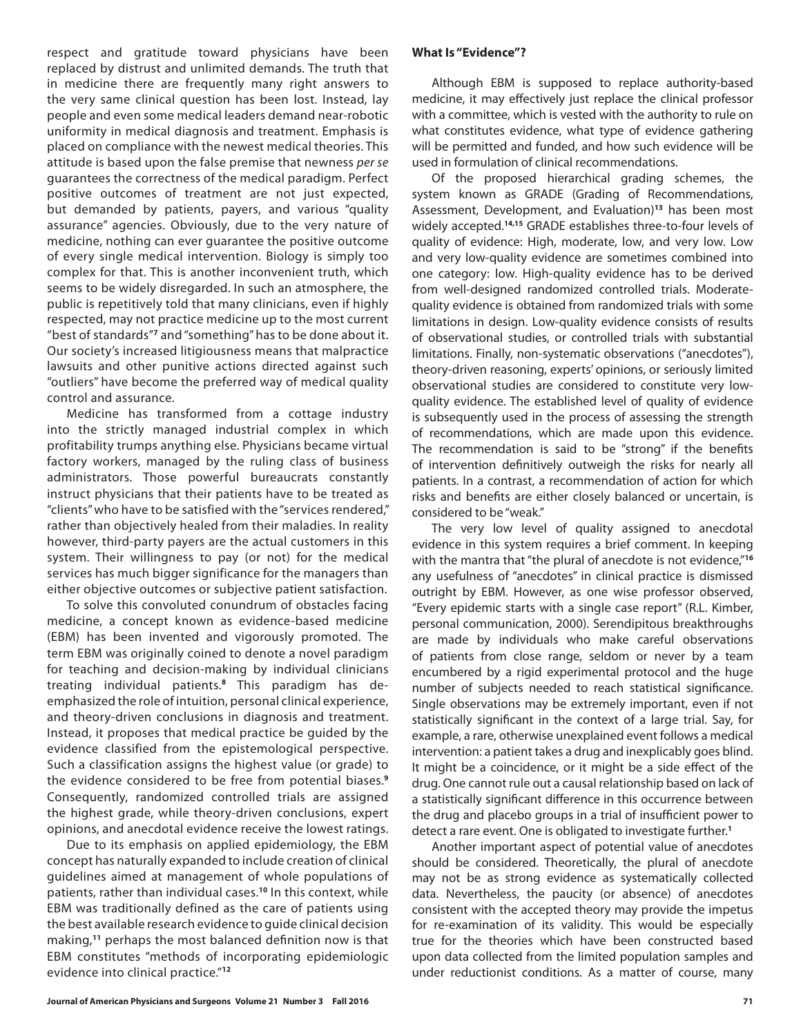respect and gratitude toward physicians have been replaced by distrust and unlimited demands. The truth that in medicine there are frequently many right answers to the very same clinical question has been lost. Instead, lay people and even some medical leaders demand near-robotic uniformity in medical diagnosis and treatment. Emphasis is placed on compliance with the newest medical theories. This attitude is based upon the false premise that newness *per se* guarantees the correctness of the medical paradigm. Perfect positive outcomes of treatment are not just expected, but demanded by patients, payers, and various "quality assurance" agencies. Obviously, due to the very nature of medicine, nothing can ever guarantee the positive outcome of every single medical intervention. Biology is simply too complex for that. This is another inconvenient truth, which seems to be widely disregarded. In such an atmosphere, the public is repetitively told that many clinicians, even if highly respected, may not practice medicine up to the most current "best of standards"[7] and "something" has to be done about it. Our society's increased litigiousness means that malpractice lawsuits and other punitive actions directed against such "outliers" have become the preferred way of medical quality control and assurance.

Medicine has transformed from a cottage industry into the strictly managed industrial complex in which profitability trumps anything else. Physicians became virtual factory workers, managed by the ruling class of business administrators. Those powerful bureaucrats constantly instruct physicians that their patients have to be treated as "clients" who have to be satisfied with the "services rendered," rather than objectively healed from their maladies. In reality however, third-party payers are the actual customers in this system. Their willingness to pay (or not) for the medical services has much bigger significance for the managers than either objective outcomes or subjective patient satisfaction.

To solve this convoluted conundrum of obstacles facing medicine, a concept known as evidence-based medicine (EBM) has been invented and vigorously promoted. The term EBM was originally coined to denote a novel paradigm for teaching and decision-making by individual clinicians treating individual patients.[8] This paradigm has de-emphasized the role of intuition, personal clinical experience, and theory-driven conclusions in diagnosis and treatment. Instead, it proposes that medical practice be guided by the evidence classified from the epistemological perspective. Such a classification assigns the highest value (or grade) to the evidence considered to be free from potential biases.[9] Consequently, randomized controlled trials are assigned the highest grade, while theory-driven conclusions, expert opinions, and anecdotal evidence receive the lowest ratings.

Due to its emphasis on applied epidemiology, the EBM concept has naturally expanded to include creation of clinical guidelines aimed at management of whole populations of patients, rather than individual cases.[10] In this context, while EBM was traditionally defined as the care of patients using the best available research evidence to guide clinical decision making,[11] perhaps the most balanced definition now is that EBM constitutes "methods of incorporating epidemiologic evidence into clinical practice."[12]

### What Is "Evidence"?

Although EBM is supposed to replace authority-based medicine, it may effectively just replace the clinical professor with a committee, which is vested with the authority to rule on what constitutes evidence, what type of evidence gathering will be permitted and funded, and how such evidence will be used in formulation of clinical recommendations.

Of the proposed hierarchical grading schemes, the system known as GRADE (Grading of Recommendations, Assessment, Development, and Evaluation)[13] has been most widely accepted.[14,15] GRADE establishes three-to-four levels of quality of evidence: High, moderate, low, and very low. Low and very low-quality evidence are sometimes combined into one category: low. High-quality evidence has to be derived from well-designed randomized controlled trials. Moderate-quality evidence is obtained from randomized trials with some limitations in design. Low-quality evidence consists of results of observational studies, or controlled trials with substantial limitations. Finally, non-systematic observations ("anecdotes"), theory-driven reasoning, experts' opinions, or seriously limited observational studies are considered to constitute very low-quality evidence. The established level of quality of evidence is subsequently used in the process of assessing the strength of recommendations, which are made upon this evidence. The recommendation is said to be "strong" if the benefits of intervention definitively outweigh the risks for nearly all patients. In a contrast, a recommendation of action for which risks and benefits are either closely balanced or uncertain, is considered to be "weak."

The very low level of quality assigned to anecdotal evidence in this system requires a brief comment. In keeping with the mantra that "the plural of anecdote is not evidence,"[16] any usefulness of "anecdotes" in clinical practice is dismissed outright by EBM. However, as one wise professor observed, "Every epidemic starts with a single case report" (R.L. Kimber, personal communication, 2000). Serendipitous breakthroughs are made by individuals who make careful observations of patients from close range, seldom or never by a team encumbered by a rigid experimental protocol and the huge number of subjects needed to reach statistical significance. Single observations may be extremely important, even if not statistically significant in the context of a large trial. Say, for example, a rare, otherwise unexplained event follows a medical intervention: a patient takes a drug and inexplicably goes blind. It might be a coincidence, or it might be a side effect of the drug. One cannot rule out a causal relationship based on lack of a statistically significant difference in this occurrence between the drug and placebo groups in a trial of insufficient power to detect a rare event. One is obligated to investigate further.[1]

Another important aspect of potential value of anecdotes should be considered. Theoretically, the plural of anecdote may not be as strong evidence as systematically collected data. Nevertheless, the paucity (or absence) of anecdotes consistent with the accepted theory may provide the impetus for re-examination of its validity. This would be especially true for the theories which have been constructed based upon data collected from the limited population samples and under reductionist conditions. As a matter of course, many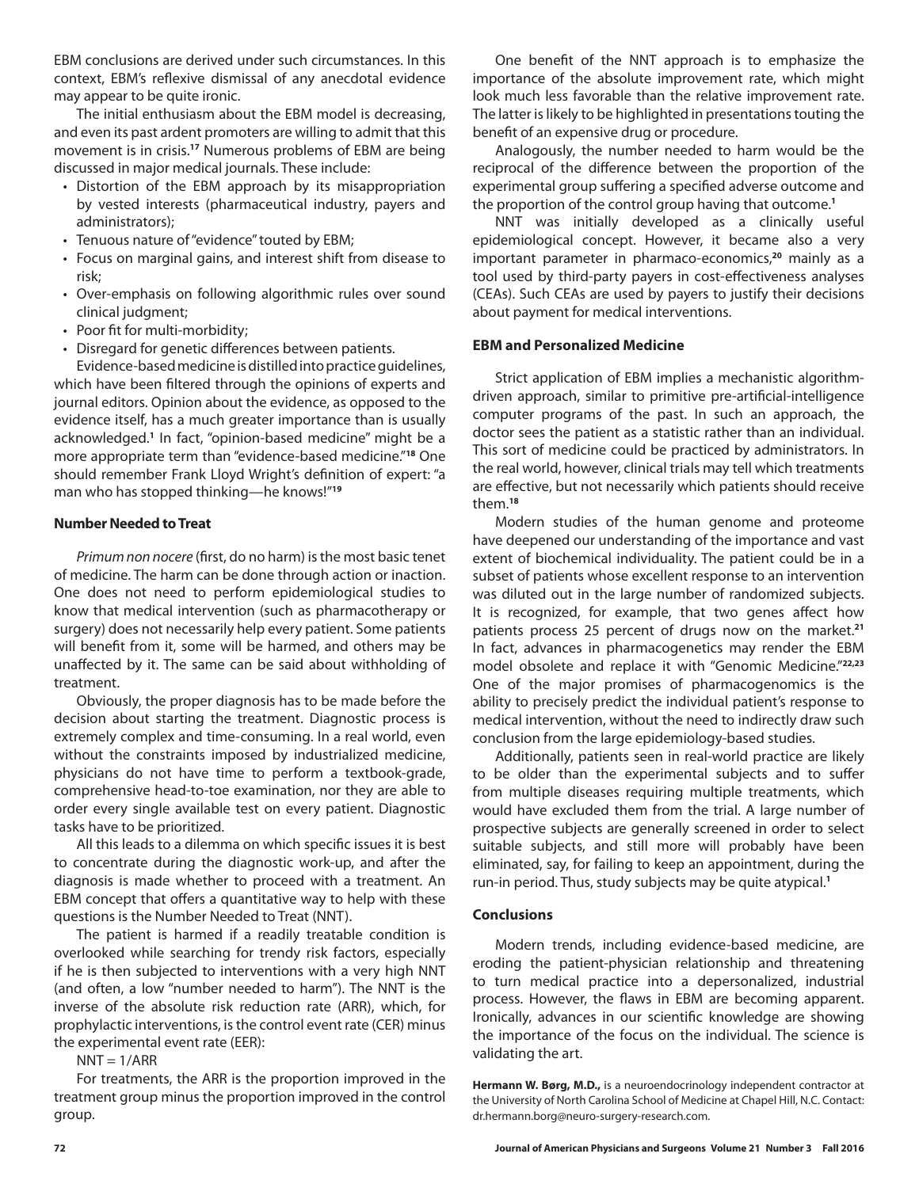EBM conclusions are derived under such circumstances. In this context, EBM's reflexive dismissal of any anecdotal evidence may appear to be quite ironic.

The initial enthusiasm about the EBM model is decreasing, and even its past ardent promoters are willing to admit that this movement is in crisis.[17] Numerous problems of EBM are being discussed in major medical journals. These include:

- Distortion of the EBM approach by its misappropriation by vested interests (pharmaceutical industry, payers and administrators);
- Tenuous nature of "evidence" touted by EBM;
- Focus on marginal gains, and interest shift from disease to risk;
- Over-emphasis on following algorithmic rules over sound clinical judgment;
- Poor fit for multi-morbidity;
- Disregard for genetic differences between patients.

Evidence-based medicine is distilled into practice guidelines, which have been filtered through the opinions of experts and journal editors. Opinion about the evidence, as opposed to the evidence itself, has a much greater importance than is usually acknowledged.[1] In fact, "opinion-based medicine" might be a more appropriate term than "evidence-based medicine."[18] One should remember Frank Lloyd Wright's definition of expert: "a man who has stopped thinking—he knows!"[19]

### Number Needed to Treat

*Primum non nocere* (first, do no harm) is the most basic tenet of medicine. The harm can be done through action or inaction. One does not need to perform epidemiological studies to know that medical intervention (such as pharmacotherapy or surgery) does not necessarily help every patient. Some patients will benefit from it, some will be harmed, and others may be unaffected by it. The same can be said about withholding of treatment.

Obviously, the proper diagnosis has to be made before the decision about starting the treatment. Diagnostic process is extremely complex and time-consuming. In a real world, even without the constraints imposed by industrialized medicine, physicians do not have time to perform a textbook-grade, comprehensive head-to-toe examination, nor they are able to order every single available test on every patient. Diagnostic tasks have to be prioritized.

All this leads to a dilemma on which specific issues it is best to concentrate during the diagnostic work-up, and after the diagnosis is made whether to proceed with a treatment. An EBM concept that offers a quantitative way to help with these questions is the Number Needed to Treat (NNT).

The patient is harmed if a readily treatable condition is overlooked while searching for trendy risk factors, especially if he is then subjected to interventions with a very high NNT (and often, a low "number needed to harm"). The NNT is the inverse of the absolute risk reduction rate (ARR), which, for prophylactic interventions, is the control event rate (CER) minus the experimental event rate (EER):

$$NNT = 1/ARR$$

For treatments, the ARR is the proportion improved in the treatment group minus the proportion improved in the control group.

One benefit of the NNT approach is to emphasize the importance of the absolute improvement rate, which might look much less favorable than the relative improvement rate. The latter is likely to be highlighted in presentations touting the benefit of an expensive drug or procedure.

Analogously, the number needed to harm would be the reciprocal of the difference between the proportion of the experimental group suffering a specified adverse outcome and the proportion of the control group having that outcome.[1]

NNT was initially developed as a clinically useful epidemiological concept. However, it became also a very important parameter in pharmaco-economics,[20] mainly as a tool used by third-party payers in cost-effectiveness analyses (CEAs). Such CEAs are used by payers to justify their decisions about payment for medical interventions.

### EBM and Personalized Medicine

Strict application of EBM implies a mechanistic algorithm-driven approach, similar to primitive pre-artificial-intelligence computer programs of the past. In such an approach, the doctor sees the patient as a statistic rather than an individual. This sort of medicine could be practiced by administrators. In the real world, however, clinical trials may tell which treatments are effective, but not necessarily which patients should receive them.[18]

Modern studies of the human genome and proteome have deepened our understanding of the importance and vast extent of biochemical individuality. The patient could be in a subset of patients whose excellent response to an intervention was diluted out in the large number of randomized subjects. It is recognized, for example, that two genes affect how patients process 25 percent of drugs now on the market.[21] In fact, advances in pharmacogenetics may render the EBM model obsolete and replace it with "Genomic Medicine."[22,23] One of the major promises of pharmacogenomics is the ability to precisely predict the individual patient's response to medical intervention, without the need to indirectly draw such conclusion from the large epidemiology-based studies.

Additionally, patients seen in real-world practice are likely to be older than the experimental subjects and to suffer from multiple diseases requiring multiple treatments, which would have excluded them from the trial. A large number of prospective subjects are generally screened in order to select suitable subjects, and still more will probably have been eliminated, say, for failing to keep an appointment, during the run-in period. Thus, study subjects may be quite atypical.[1]

### Conclusions

Modern trends, including evidence-based medicine, are eroding the patient-physician relationship and threatening to turn medical practice into a depersonalized, industrial process. However, the flaws in EBM are becoming apparent. Ironically, advances in our scientific knowledge are showing the importance of the focus on the individual. The science is validating the art.

**Hermann W. Børg, M.D.,** is a neuroendocrinology independent contractor at the University of North Carolina School of Medicine at Chapel Hill, N.C. Contact: dr.hermann.borg@neuro-surgery-research.com.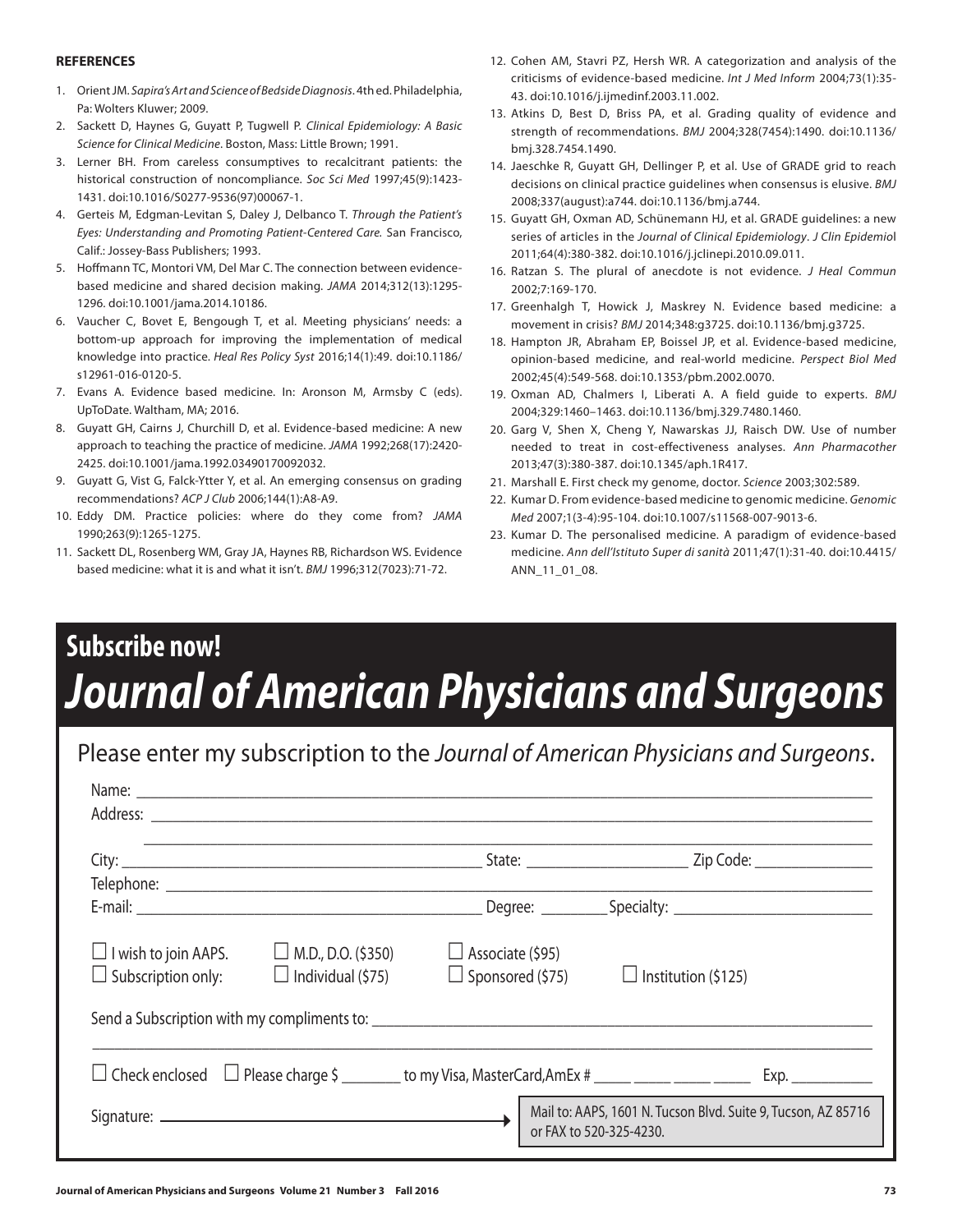**REFERENCES**

1. Orient JM. *Sapira's Art and Science of Bedside Diagnosis*. 4th ed. Philadelphia, Pa: Wolters Kluwer; 2009.
2. Sackett D, Haynes G, Guyatt P, Tugwell P. *Clinical Epidemiology: A Basic Science for Clinical Medicine*. Boston, Mass: Little Brown; 1991.
3. Lerner BH. From careless consumptives to recalcitrant patients: the historical construction of noncompliance. *Soc Sci Med* 1997;45(9):1423-1431. doi:10.1016/S0277-9536(97)00067-1.
4. Gerteis M, Edgman-Levitan S, Daley J, Delbanco T. *Through the Patient's Eyes: Understanding and Promoting Patient-Centered Care.* San Francisco, Calif.: Jossey-Bass Publishers; 1993.
5. Hoffmann TC, Montori VM, Del Mar C. The connection between evidence-based medicine and shared decision making. *JAMA* 2014;312(13):1295-1296. doi:10.1001/jama.2014.10186.
6. Vaucher C, Bovet E, Bengough T, et al. Meeting physicians' needs: a bottom-up approach for improving the implementation of medical knowledge into practice. *Heal Res Policy Syst* 2016;14(1):49. doi:10.1186/s12961-016-0120-5.
7. Evans A. Evidence based medicine. In: Aronson M, Armsby C (eds). UpToDate. Waltham, MA; 2016.
8. Guyatt GH, Cairns J, Churchill D, et al. Evidence-based medicine: A new approach to teaching the practice of medicine. *JAMA* 1992;268(17):2420-2425. doi:10.1001/jama.1992.03490170092032.
9. Guyatt G, Vist G, Falck-Ytter Y, et al. An emerging consensus on grading recommendations? *ACP J Club* 2006;144(1):A8-A9.
10. Eddy DM. Practice policies: where do they come from? *JAMA* 1990;263(9):1265-1275.
11. Sackett DL, Rosenberg WM, Gray JA, Haynes RB, Richardson WS. Evidence based medicine: what it is and what it isn't. *BMJ* 1996;312(7023):71-72.
12. Cohen AM, Stavri PZ, Hersh WR. A categorization and analysis of the criticisms of evidence-based medicine. *Int J Med Inform* 2004;73(1):35-43. doi:10.1016/j.ijmedinf.2003.11.002.
13. Atkins D, Best D, Briss PA, et al. Grading quality of evidence and strength of recommendations. *BMJ* 2004;328(7454):1490. doi:10.1136/bmj.328.7454.1490.
14. Jaeschke R, Guyatt GH, Dellinger P, et al. Use of GRADE grid to reach decisions on clinical practice guidelines when consensus is elusive. *BMJ* 2008;337(august):a744. doi:10.1136/bmj.a744.
15. Guyatt GH, Oxman AD, Schünemann HJ, et al. GRADE guidelines: a new series of articles in the *Journal of Clinical Epidemiology*. *J Clin Epidemiol* 2011;64(4):380-382. doi:10.1016/j.jclinepi.2010.09.011.
16. Ratzan S. The plural of anecdote is not evidence. *J Heal Commun* 2002;7:169-170.
17. Greenhalgh T, Howick J, Maskrey N. Evidence based medicine: a movement in crisis? *BMJ* 2014;348:g3725. doi:10.1136/bmj.g3725.
18. Hampton JR, Abraham EP, Boissel JP, et al. Evidence-based medicine, opinion-based medicine, and real-world medicine. *Perspect Biol Med* 2002;45(4):549-568. doi:10.1353/pbm.2002.0070.
19. Oxman AD, Chalmers I, Liberati A. A field guide to experts. *BMJ* 2004;329:1460–1463. doi:10.1136/bmj.329.7480.1460.
20. Garg V, Shen X, Cheng Y, Nawarskas JJ, Raisch DW. Use of number needed to treat in cost-effectiveness analyses. *Ann Pharmacother* 2013;47(3):380-387. doi:10.1345/aph.1R417.
21. Marshall E. First check my genome, doctor. *Science* 2003;302:589.
22. Kumar D. From evidence-based medicine to genomic medicine. *Genomic Med* 2007;1(3-4):95-104. doi:10.1007/s11568-007-9013-6.
23. Kumar D. The personalised medicine. A paradigm of evidence-based medicine. *Ann dell'Istituto Super di sanità* 2011;47(1):31-40. doi:10.4415/ANN_11_01_08.

## Subscribe now!

# *Journal of American Physicians and Surgeons*

Please enter my subscription to the *Journal of American Physicians and Surgeons*.

Name: ____________________

Address: ____________________

____________________

City: ____________________ State: ____________ Zip Code: ____________

Telephone: ____________________

E-mail: ____________________ Degree: ________ Specialty: ____________________

☐ I wish to join AAPS. ☐ M.D., D.O. ($350) ☐ Associate ($95)

☐ Subscription only: ☐ Individual ($75) ☐ Sponsored ($75) ☐ Institution ($125)

Send a Subscription with my compliments to: ____________________

____________________

☐ Check enclosed ☐ Please charge $ ________ to my Visa, MasterCard,AmEx # _____ _____ _____ _____ Exp. ___________

Signature: ____________________

Mail to: AAPS, 1601 N. Tucson Blvd. Suite 9, Tucson, AZ 85716 or FAX to 520-325-4230.